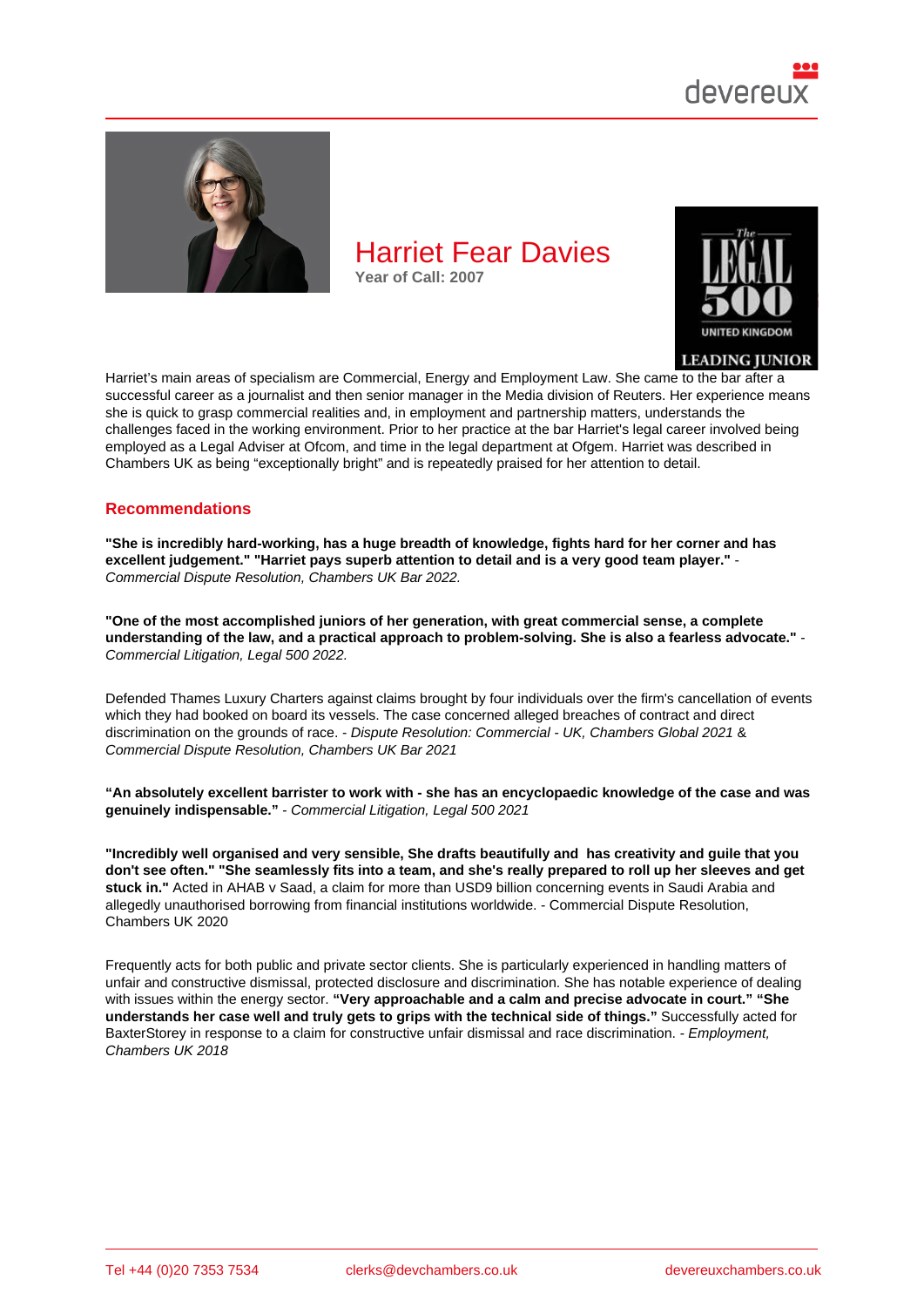# Harriet Fear Davies

**Year of Call: 2007**

Harriet's main areas of specialism are Commercial, Energy and Employment Law. She came to the bar after a successful career as a journalist and then senior manager in the Media division of Reuters. Her experience means she is quick to grasp commercial realities and, in employment and partnership matters, understands the challenges faced in the working environment. Prior to her practice at the bar Harriet's legal career involved being employed as a Legal Adviser at Ofcom, and time in the legal department at Ofgem. Harriet was described in Chambers UK as being "exceptionally bright" and is repeatedly praised for her attention to detail.

## Recommendations

**"She is incredibly hard-working, has a huge breadth of knowledge, fights hard for her corner and has excellent judgement." "Harriet pays superb attention to detail and is a very good team player."** - *Commercial Dispute Resolution, Chambers UK Bar 2022.*

**"One of the most accomplished juniors of her generation, with great commercial sense, a complete understanding of the law, and a practical approach to problem-solving. She is also a fearless advocate."** - *Commercial Litigation, Legal 500 2022.*

Defended Thames Luxury Charters against claims brought by four individuals over the firm's cancellation of events which they had booked on board its vessels. The case concerned alleged breaches of contract and direct discrimination on the grounds of race. - *Dispute Resolution: Commercial - UK, Chambers Global 2021* & *Commercial Dispute Resolution, Chambers UK Bar 2021*

**"An absolutely excellent barrister to work with - she has an encyclopaedic knowledge of the case and was genuinely indispensable."** - *Commercial Litigation, Legal 500 2021*

**"Incredibly well organised and very sensible, She drafts beautifully and has creativity and guile that you don't see often." "She seamlessly fits into a team, and she's really prepared to roll up her sleeves and get stuck in."** Acted in AHAB v Saad, a claim for more than USD9 billion concerning events in Saudi Arabia and allegedly unauthorised borrowing from financial institutions worldwide. - Commercial Dispute Resolution, Chambers UK 2020

Frequently acts for both public and private sector clients. She is particularly experienced in handling matters of unfair and constructive dismissal, protected disclosure and discrimination. She has notable experience of dealing with issues within the energy sector. **"Very approachable and a calm and precise advocate in court." "She understands her case well and truly gets to grips with the technical side of things."** Successfully acted for BaxterStorey in response to a claim for constructive unfair dismissal and race discrimination. - *Employment, Chambers UK 2018*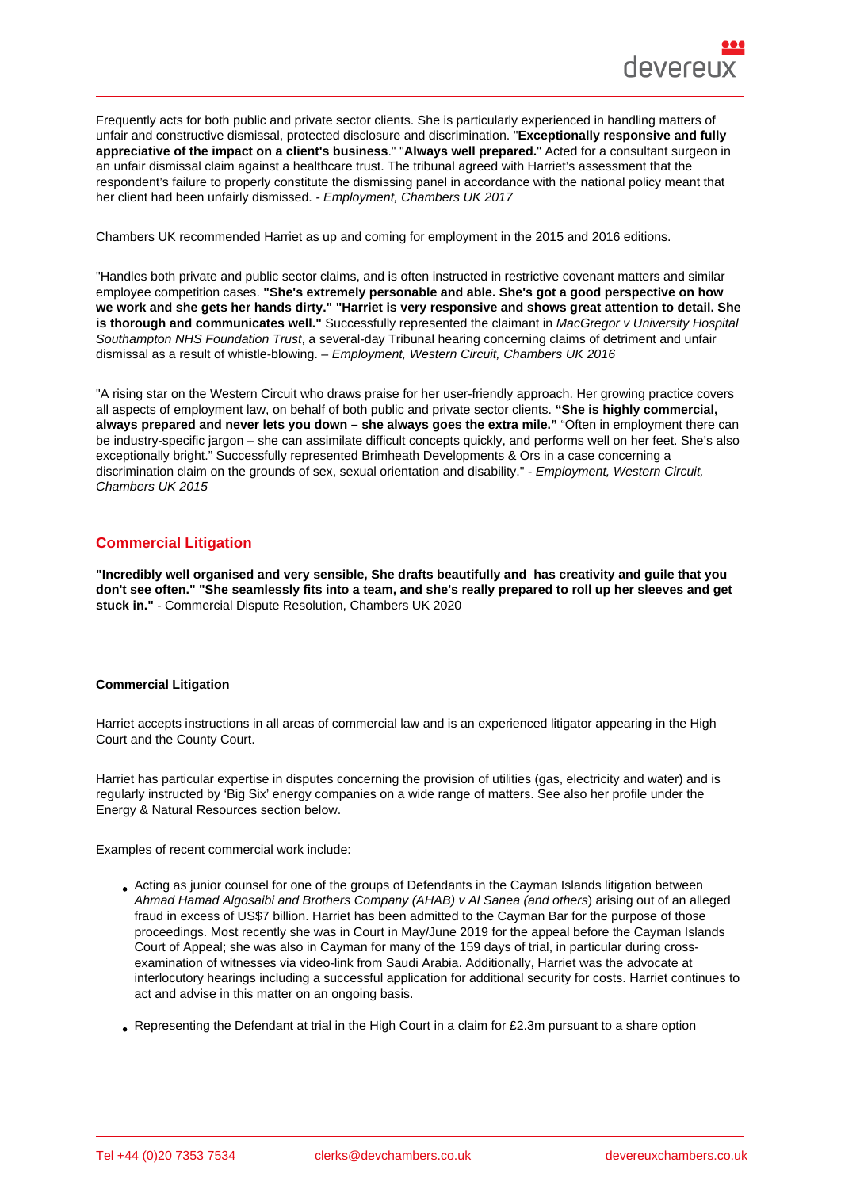Frequently acts for both public and private sector clients. She is particularly experienced in handling matters of unfair and constructive dismissal, protected disclosure and discrimination. "**Exceptionally responsive and fully appreciative of the impact on a client's business**." "**Always well prepared.**" Acted for a consultant surgeon in an unfair dismissal claim against a healthcare trust. The tribunal agreed with Harriet's assessment that the respondent's failure to properly constitute the dismissing panel in accordance with the national policy meant that her client had been unfairly dismissed. - *Employment, Chambers UK 2017*

Chambers UK recommended Harriet as up and coming for employment in the 2015 and 2016 editions.

"Handles both private and public sector claims, and is often instructed in restrictive covenant matters and similar employee competition cases. **"She's extremely personable and able. She's got a good perspective on how we work and she gets her hands dirty." "Harriet is very responsive and shows great attention to detail. She is thorough and communicates well."** Successfully represented the claimant in *MacGregor v University Hospital Southampton NHS Foundation Trust*, a several-day Tribunal hearing concerning claims of detriment and unfair dismissal as a result of whistle-blowing. – *Employment, Western Circuit, Chambers UK 2016*

"A rising star on the Western Circuit who draws praise for her user-friendly approach. Her growing practice covers all aspects of employment law, on behalf of both public and private sector clients. **"She is highly commercial, always prepared and never lets you down – she always goes the extra mile."** "Often in employment there can be industry-specific jargon – she can assimilate difficult concepts quickly, and performs well on her feet. She's also exceptionally bright." Successfully represented Brimheath Developments & Ors in a case concerning a discrimination claim on the grounds of sex, sexual orientation and disability." - *Employment, Western Circuit, Chambers UK 2015*

## Commercial Litigation

**"Incredibly well organised and very sensible, She drafts beautifully and has creativity and guile that you don't see often." "She seamlessly fits into a team, and she's really prepared to roll up her sleeves and get stuck in."** - Commercial Dispute Resolution, Chambers UK 2020

**Commercial Litigation**

Harriet accepts instructions in all areas of commercial law and is an experienced litigator appearing in the High Court and the County Court.

Harriet has particular expertise in disputes concerning the provision of utilities (gas, electricity and water) and is regularly instructed by 'Big Six' energy companies on a wide range of matters. See also her profile under the Energy & Natural Resources section below.

Examples of recent commercial work include:

- Acting as junior counsel for one of the groups of Defendants in the Cayman Islands litigation between *Ahmad Hamad Algosaibi and Brothers Company (AHAB) v Al Sanea (and others*) arising out of an alleged fraud in excess of US$7 billion. Harriet has been admitted to the Cayman Bar for the purpose of those proceedings. Most recently she was in Court in May/June 2019 for the appeal before the Cayman Islands Court of Appeal; she was also in Cayman for many of the 159 days of trial, in particular during cross-examination of witnesses via video-link from Saudi Arabia. Additionally, Harriet was the advocate at interlocutory hearings including a successful application for additional security for costs. Harriet continues to act and advise in this matter on an ongoing basis.
- Representing the Defendant at trial in the High Court in a claim for £2.3m pursuant to a share option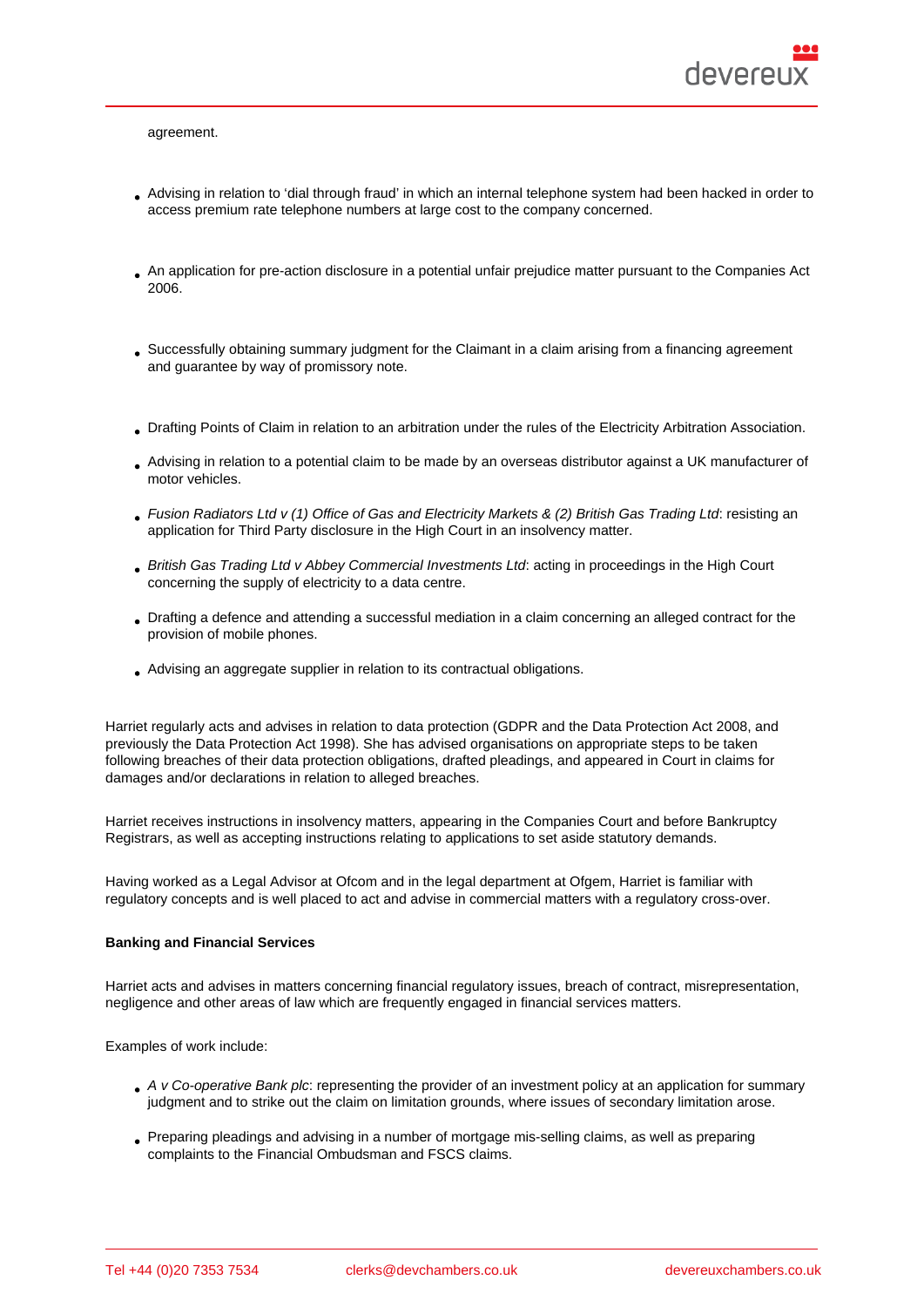agreement.

- Advising in relation to 'dial through fraud' in which an internal telephone system had been hacked in order to access premium rate telephone numbers at large cost to the company concerned.
- An application for pre-action disclosure in a potential unfair prejudice matter pursuant to the Companies Act 2006.
- Successfully obtaining summary judgment for the Claimant in a claim arising from a financing agreement and guarantee by way of promissory note.
- Drafting Points of Claim in relation to an arbitration under the rules of the Electricity Arbitration Association.
- Advising in relation to a potential claim to be made by an overseas distributor against a UK manufacturer of motor vehicles.
- *Fusion Radiators Ltd v (1) Office of Gas and Electricity Markets & (2) British Gas Trading Ltd*: resisting an application for Third Party disclosure in the High Court in an insolvency matter.
- *British Gas Trading Ltd v Abbey Commercial Investments Ltd*: acting in proceedings in the High Court concerning the supply of electricity to a data centre.
- Drafting a defence and attending a successful mediation in a claim concerning an alleged contract for the provision of mobile phones.
- Advising an aggregate supplier in relation to its contractual obligations.

Harriet regularly acts and advises in relation to data protection (GDPR and the Data Protection Act 2008, and previously the Data Protection Act 1998). She has advised organisations on appropriate steps to be taken following breaches of their data protection obligations, drafted pleadings, and appeared in Court in claims for damages and/or declarations in relation to alleged breaches.

Harriet receives instructions in insolvency matters, appearing in the Companies Court and before Bankruptcy Registrars, as well as accepting instructions relating to applications to set aside statutory demands.

Having worked as a Legal Advisor at Ofcom and in the legal department at Ofgem, Harriet is familiar with regulatory concepts and is well placed to act and advise in commercial matters with a regulatory cross-over.

**Banking and Financial Services**

Harriet acts and advises in matters concerning financial regulatory issues, breach of contract, misrepresentation, negligence and other areas of law which are frequently engaged in financial services matters.

Examples of work include:

- *A v Co-operative Bank plc*: representing the provider of an investment policy at an application for summary judgment and to strike out the claim on limitation grounds, where issues of secondary limitation arose.
- Preparing pleadings and advising in a number of mortgage mis-selling claims, as well as preparing complaints to the Financial Ombudsman and FSCS claims.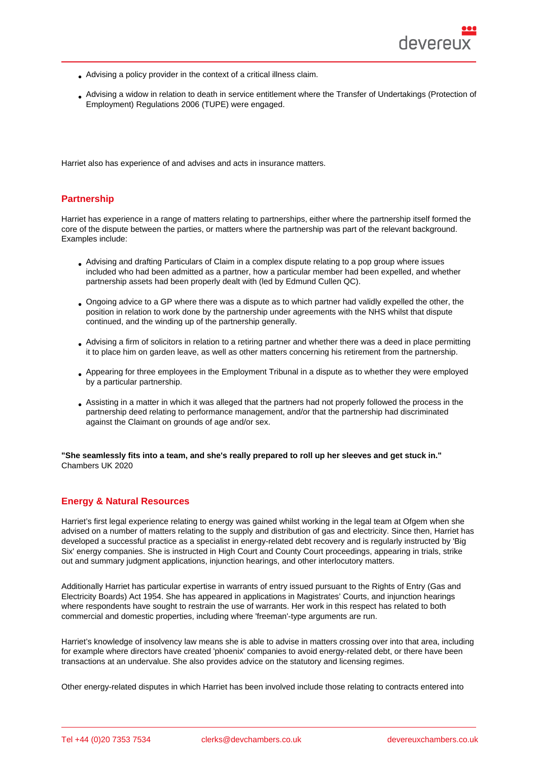- Advising a policy provider in the context of a critical illness claim.
- Advising a widow in relation to death in service entitlement where the Transfer of Undertakings (Protection of Employment) Regulations 2006 (TUPE) were engaged.

Harriet also has experience of and advises and acts in insurance matters.

## Partnership

Harriet has experience in a range of matters relating to partnerships, either where the partnership itself formed the core of the dispute between the parties, or matters where the partnership was part of the relevant background. Examples include:

- Advising and drafting Particulars of Claim in a complex dispute relating to a pop group where issues included who had been admitted as a partner, how a particular member had been expelled, and whether partnership assets had been properly dealt with (led by Edmund Cullen QC).
- Ongoing advice to a GP where there was a dispute as to which partner had validly expelled the other, the position in relation to work done by the partnership under agreements with the NHS whilst that dispute continued, and the winding up of the partnership generally.
- Advising a firm of solicitors in relation to a retiring partner and whether there was a deed in place permitting it to place him on garden leave, as well as other matters concerning his retirement from the partnership.
- Appearing for three employees in the Employment Tribunal in a dispute as to whether they were employed by a particular partnership.
- Assisting in a matter in which it was alleged that the partners had not properly followed the process in the partnership deed relating to performance management, and/or that the partnership had discriminated against the Claimant on grounds of age and/or sex.

**"She seamlessly fits into a team, and she's really prepared to roll up her sleeves and get stuck in."**
Chambers UK 2020

## Energy & Natural Resources

Harriet's first legal experience relating to energy was gained whilst working in the legal team at Ofgem when she advised on a number of matters relating to the supply and distribution of gas and electricity. Since then, Harriet has developed a successful practice as a specialist in energy-related debt recovery and is regularly instructed by 'Big Six' energy companies. She is instructed in High Court and County Court proceedings, appearing in trials, strike out and summary judgment applications, injunction hearings, and other interlocutory matters.

Additionally Harriet has particular expertise in warrants of entry issued pursuant to the Rights of Entry (Gas and Electricity Boards) Act 1954. She has appeared in applications in Magistrates' Courts, and injunction hearings where respondents have sought to restrain the use of warrants. Her work in this respect has related to both commercial and domestic properties, including where 'freeman'-type arguments are run.

Harriet's knowledge of insolvency law means she is able to advise in matters crossing over into that area, including for example where directors have created 'phoenix' companies to avoid energy-related debt, or there have been transactions at an undervalue. She also provides advice on the statutory and licensing regimes.

Other energy-related disputes in which Harriet has been involved include those relating to contracts entered into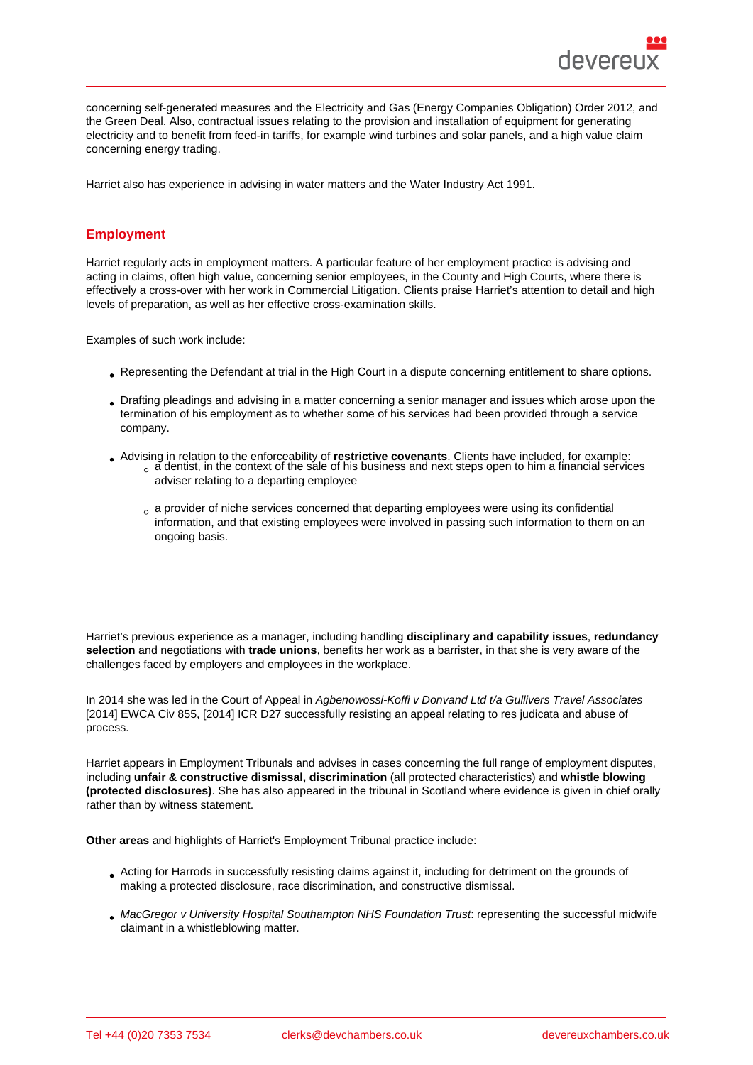concerning self-generated measures and the Electricity and Gas (Energy Companies Obligation) Order 2012, and the Green Deal. Also, contractual issues relating to the provision and installation of equipment for generating electricity and to benefit from feed-in tariffs, for example wind turbines and solar panels, and a high value claim concerning energy trading.

Harriet also has experience in advising in water matters and the Water Industry Act 1991.

## Employment

Harriet regularly acts in employment matters. A particular feature of her employment practice is advising and acting in claims, often high value, concerning senior employees, in the County and High Courts, where there is effectively a cross-over with her work in Commercial Litigation. Clients praise Harriet's attention to detail and high levels of preparation, as well as her effective cross-examination skills.

Examples of such work include:

- Representing the Defendant at trial in the High Court in a dispute concerning entitlement to share options.
- Drafting pleadings and advising in a matter concerning a senior manager and issues which arose upon the termination of his employment as to whether some of his services had been provided through a service company.
- Advising in relation to the enforceability of **restrictive covenants**. Clients have included, for example:
    - a dentist, in the context of the sale of his business and next steps open to him a financial services adviser relating to a departing employee
    - a provider of niche services concerned that departing employees were using its confidential information, and that existing employees were involved in passing such information to them on an ongoing basis.

Harriet's previous experience as a manager, including handling **disciplinary and capability issues**, **redundancy selection** and negotiations with **trade unions**, benefits her work as a barrister, in that she is very aware of the challenges faced by employers and employees in the workplace.

In 2014 she was led in the Court of Appeal in *Agbenowossi-Koffi v Donvand Ltd t/a Gullivers Travel Associates* [2014] EWCA Civ 855, [2014] ICR D27 successfully resisting an appeal relating to res judicata and abuse of process.

Harriet appears in Employment Tribunals and advises in cases concerning the full range of employment disputes, including **unfair & constructive dismissal, discrimination** (all protected characteristics) and **whistle blowing (protected disclosures)**. She has also appeared in the tribunal in Scotland where evidence is given in chief orally rather than by witness statement.

**Other areas** and highlights of Harriet's Employment Tribunal practice include:

- Acting for Harrods in successfully resisting claims against it, including for detriment on the grounds of making a protected disclosure, race discrimination, and constructive dismissal.
- *MacGregor v University Hospital Southampton NHS Foundation Trust*: representing the successful midwife claimant in a whistleblowing matter.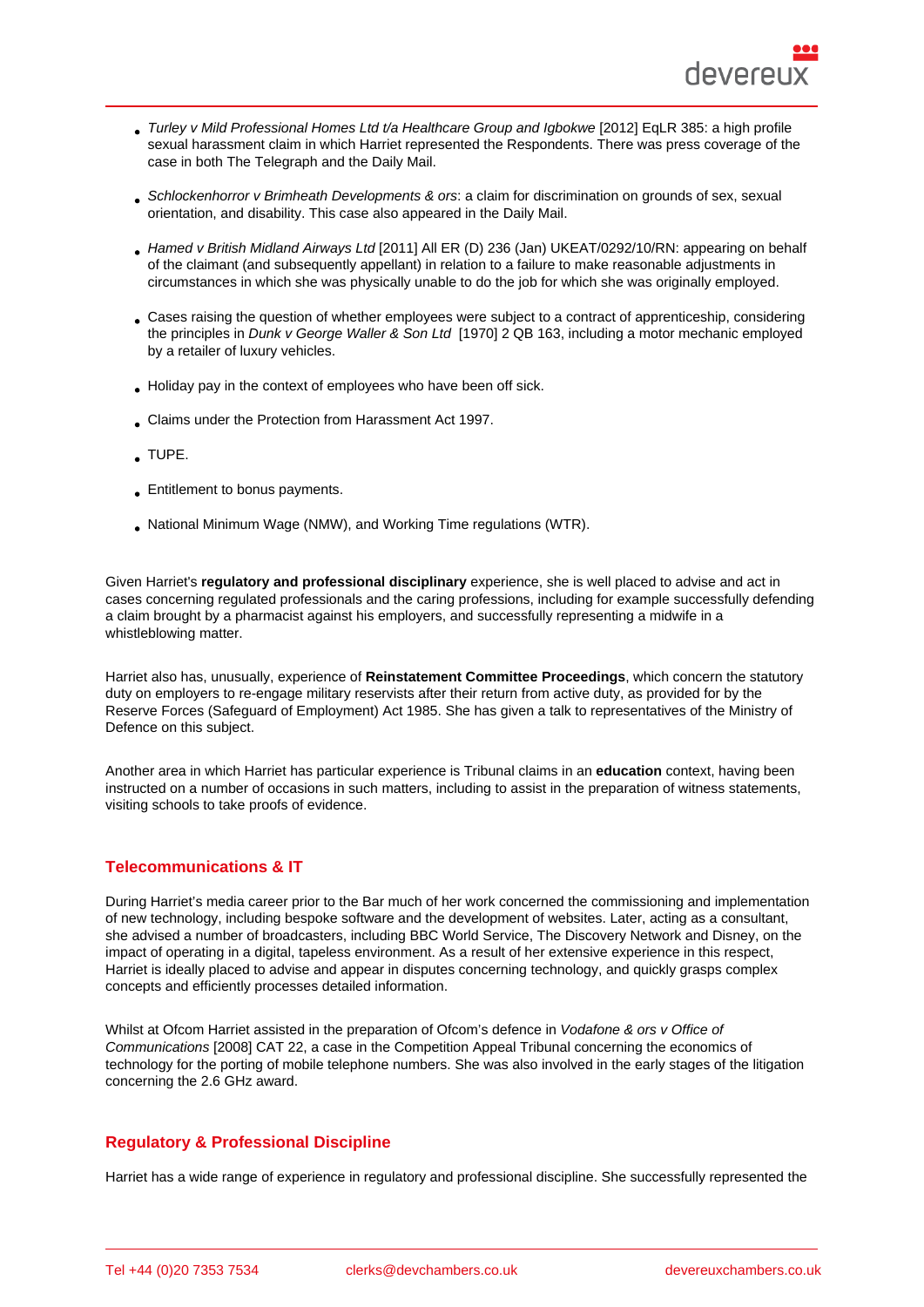- *Turley v Mild Professional Homes Ltd t/a Healthcare Group and Igbokwe* [2012] EqLR 385: a high profile sexual harassment claim in which Harriet represented the Respondents. There was press coverage of the case in both The Telegraph and the Daily Mail.
- *Schlockenhorror v Brimheath Developments & ors*: a claim for discrimination on grounds of sex, sexual orientation, and disability. This case also appeared in the Daily Mail.
- *Hamed v British Midland Airways Ltd* [2011] All ER (D) 236 (Jan) UKEAT/0292/10/RN: appearing on behalf of the claimant (and subsequently appellant) in relation to a failure to make reasonable adjustments in circumstances in which she was physically unable to do the job for which she was originally employed.
- Cases raising the question of whether employees were subject to a contract of apprenticeship, considering the principles in *Dunk v George Waller & Son Ltd* [1970] 2 QB 163, including a motor mechanic employed by a retailer of luxury vehicles.
- Holiday pay in the context of employees who have been off sick.
- Claims under the Protection from Harassment Act 1997.
- TUPE.
- Entitlement to bonus payments.
- National Minimum Wage (NMW), and Working Time regulations (WTR).

Given Harriet's **regulatory and professional disciplinary** experience, she is well placed to advise and act in cases concerning regulated professionals and the caring professions, including for example successfully defending a claim brought by a pharmacist against his employers, and successfully representing a midwife in a whistleblowing matter.

Harriet also has, unusually, experience of **Reinstatement Committee Proceedings**, which concern the statutory duty on employers to re-engage military reservists after their return from active duty, as provided for by the Reserve Forces (Safeguard of Employment) Act 1985. She has given a talk to representatives of the Ministry of Defence on this subject.

Another area in which Harriet has particular experience is Tribunal claims in an **education** context, having been instructed on a number of occasions in such matters, including to assist in the preparation of witness statements, visiting schools to take proofs of evidence.

## Telecommunications & IT

During Harriet's media career prior to the Bar much of her work concerned the commissioning and implementation of new technology, including bespoke software and the development of websites. Later, acting as a consultant, she advised a number of broadcasters, including BBC World Service, The Discovery Network and Disney, on the impact of operating in a digital, tapeless environment. As a result of her extensive experience in this respect, Harriet is ideally placed to advise and appear in disputes concerning technology, and quickly grasps complex concepts and efficiently processes detailed information.

Whilst at Ofcom Harriet assisted in the preparation of Ofcom's defence in *Vodafone & ors v Office of Communications* [2008] CAT 22, a case in the Competition Appeal Tribunal concerning the economics of technology for the porting of mobile telephone numbers. She was also involved in the early stages of the litigation concerning the 2.6 GHz award.

## Regulatory & Professional Discipline

Harriet has a wide range of experience in regulatory and professional discipline. She successfully represented the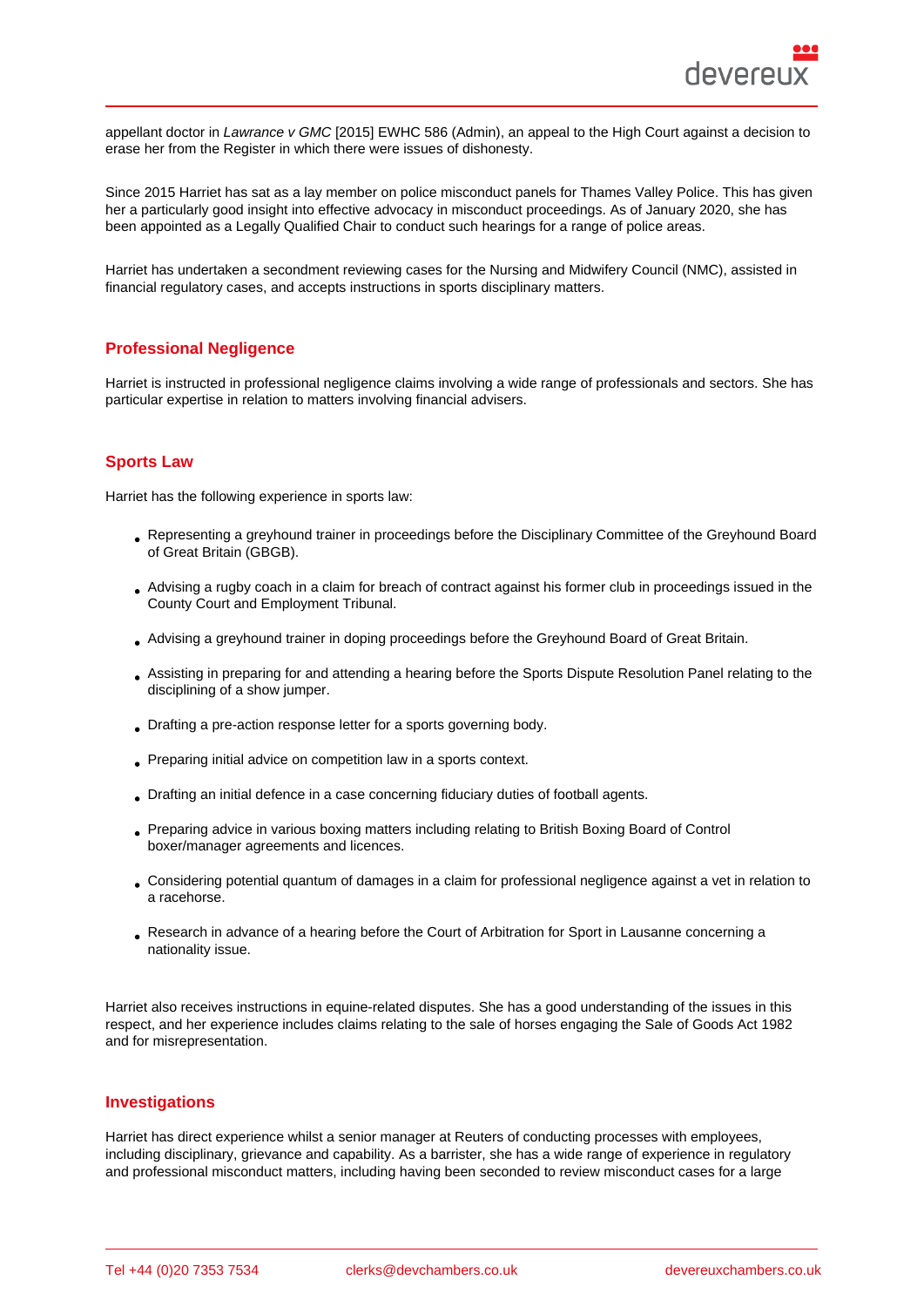appellant doctor in *Lawrance v GMC* [2015] EWHC 586 (Admin), an appeal to the High Court against a decision to erase her from the Register in which there were issues of dishonesty.

Since 2015 Harriet has sat as a lay member on police misconduct panels for Thames Valley Police. This has given her a particularly good insight into effective advocacy in misconduct proceedings. As of January 2020, she has been appointed as a Legally Qualified Chair to conduct such hearings for a range of police areas.

Harriet has undertaken a secondment reviewing cases for the Nursing and Midwifery Council (NMC), assisted in financial regulatory cases, and accepts instructions in sports disciplinary matters.

## Professional Negligence

Harriet is instructed in professional negligence claims involving a wide range of professionals and sectors. She has particular expertise in relation to matters involving financial advisers.

## Sports Law

Harriet has the following experience in sports law:

- Representing a greyhound trainer in proceedings before the Disciplinary Committee of the Greyhound Board of Great Britain (GBGB).
- Advising a rugby coach in a claim for breach of contract against his former club in proceedings issued in the County Court and Employment Tribunal.
- Advising a greyhound trainer in doping proceedings before the Greyhound Board of Great Britain.
- Assisting in preparing for and attending a hearing before the Sports Dispute Resolution Panel relating to the disciplining of a show jumper.
- Drafting a pre-action response letter for a sports governing body.
- Preparing initial advice on competition law in a sports context.
- Drafting an initial defence in a case concerning fiduciary duties of football agents.
- Preparing advice in various boxing matters including relating to British Boxing Board of Control boxer/manager agreements and licences.
- Considering potential quantum of damages in a claim for professional negligence against a vet in relation to a racehorse.
- Research in advance of a hearing before the Court of Arbitration for Sport in Lausanne concerning a nationality issue.

Harriet also receives instructions in equine-related disputes. She has a good understanding of the issues in this respect, and her experience includes claims relating to the sale of horses engaging the Sale of Goods Act 1982 and for misrepresentation.

## Investigations

Harriet has direct experience whilst a senior manager at Reuters of conducting processes with employees, including disciplinary, grievance and capability. As a barrister, she has a wide range of experience in regulatory and professional misconduct matters, including having been seconded to review misconduct cases for a large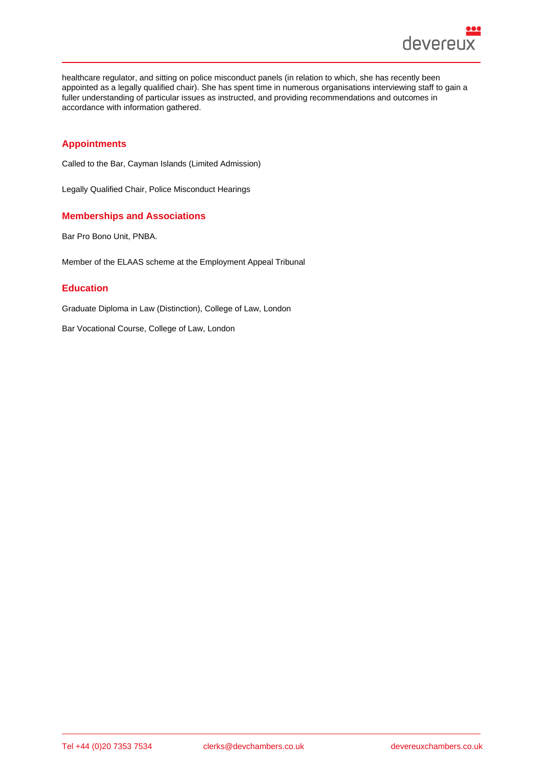healthcare regulator, and sitting on police misconduct panels (in relation to which, she has recently been appointed as a legally qualified chair). She has spent time in numerous organisations interviewing staff to gain a fuller understanding of particular issues as instructed, and providing recommendations and outcomes in accordance with information gathered.

## Appointments

Called to the Bar, Cayman Islands (Limited Admission)

Legally Qualified Chair, Police Misconduct Hearings

## Memberships and Associations

Bar Pro Bono Unit, PNBA.

Member of the ELAAS scheme at the Employment Appeal Tribunal

## Education

Graduate Diploma in Law (Distinction), College of Law, London

Bar Vocational Course, College of Law, London